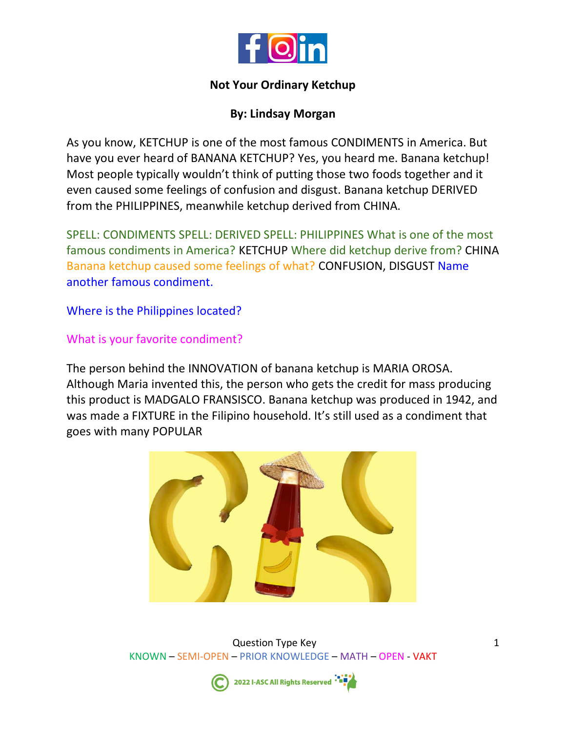**Not Your Ordinary Ketchup**

**By: Lindsay Morgan**

As you know, KETCHUP is one of the most famous CONDIMENTS in America. But have you ever heard of BANANA KETCHUP? Yes, you heard me. Banana ketchup! Most people typically wouldn't think of putting those two foods together and it even caused some feelings of confusion and disgust. Banana ketchup DERIVED from the PHILIPPINES, meanwhile ketchup derived from CHINA.

SPELL: CONDIMENTS SPELL: DERIVED SPELL: PHILIPPINES What is one of the most famous condiments in America? KETCHUP Where did ketchup derive from? CHINA Banana ketchup caused some feelings of what? CONFUSION, DISGUST Name another famous condiment.

Where is the Philippines located?

What is your favorite condiment?

The person behind the INNOVATION of banana ketchup is MARIA OROSA. Although Maria invented this, the person who gets the credit for mass producing this product is MADGALO FRANSISCO. Banana ketchup was produced in 1942, and was made a FIXTURE in the Filipino household. It's still used as a condiment that goes with many POPULAR

Question Type Key

KNOWN – SEMI-OPEN – PRIOR KNOWLEDGE – MATH – OPEN - VAKT

2022 I-ASC All Rights Reserved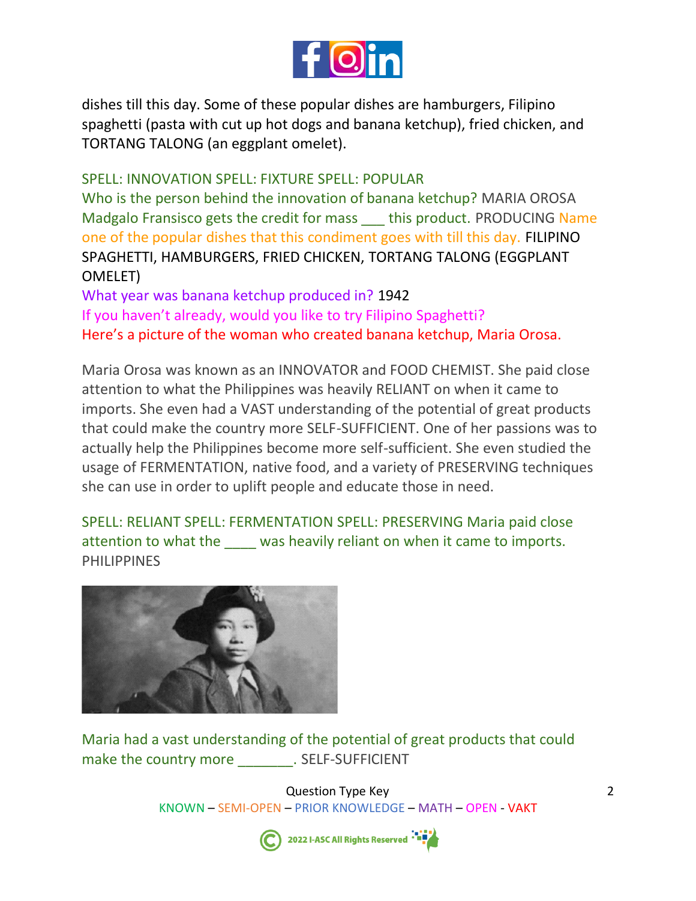dishes till this day. Some of these popular dishes are hamburgers, Filipino spaghetti (pasta with cut up hot dogs and banana ketchup), fried chicken, and TORTANG TALONG (an eggplant omelet).

SPELL: INNOVATION SPELL: FIXTURE SPELL: POPULAR
Who is the person behind the innovation of banana ketchup? MARIA OROSA
Madgalo Fransisco gets the credit for mass ___ this product. PRODUCING Name one of the popular dishes that this condiment goes with till this day. FILIPINO SPAGHETTI, HAMBURGERS, FRIED CHICKEN, TORTANG TALONG (EGGPLANT OMELET)
What year was banana ketchup produced in? 1942
If you haven't already, would you like to try Filipino Spaghetti?
Here's a picture of the woman who created banana ketchup, Maria Orosa.

Maria Orosa was known as an INNOVATOR and FOOD CHEMIST. She paid close attention to what the Philippines was heavily RELIANT on when it came to imports. She even had a VAST understanding of the potential of great products that could make the country more SELF-SUFFICIENT. One of her passions was to actually help the Philippines become more self-sufficient. She even studied the usage of FERMENTATION, native food, and a variety of PRESERVING techniques she can use in order to uplift people and educate those in need.

SPELL: RELIANT SPELL: FERMENTATION SPELL: PRESERVING Maria paid close attention to what the ____ was heavily reliant on when it came to imports. PHILIPPINES

Maria had a vast understanding of the potential of great products that could make the country more _______. SELF-SUFFICIENT

Question Type Key
KNOWN – SEMI-OPEN – PRIOR KNOWLEDGE – MATH – OPEN - VAKT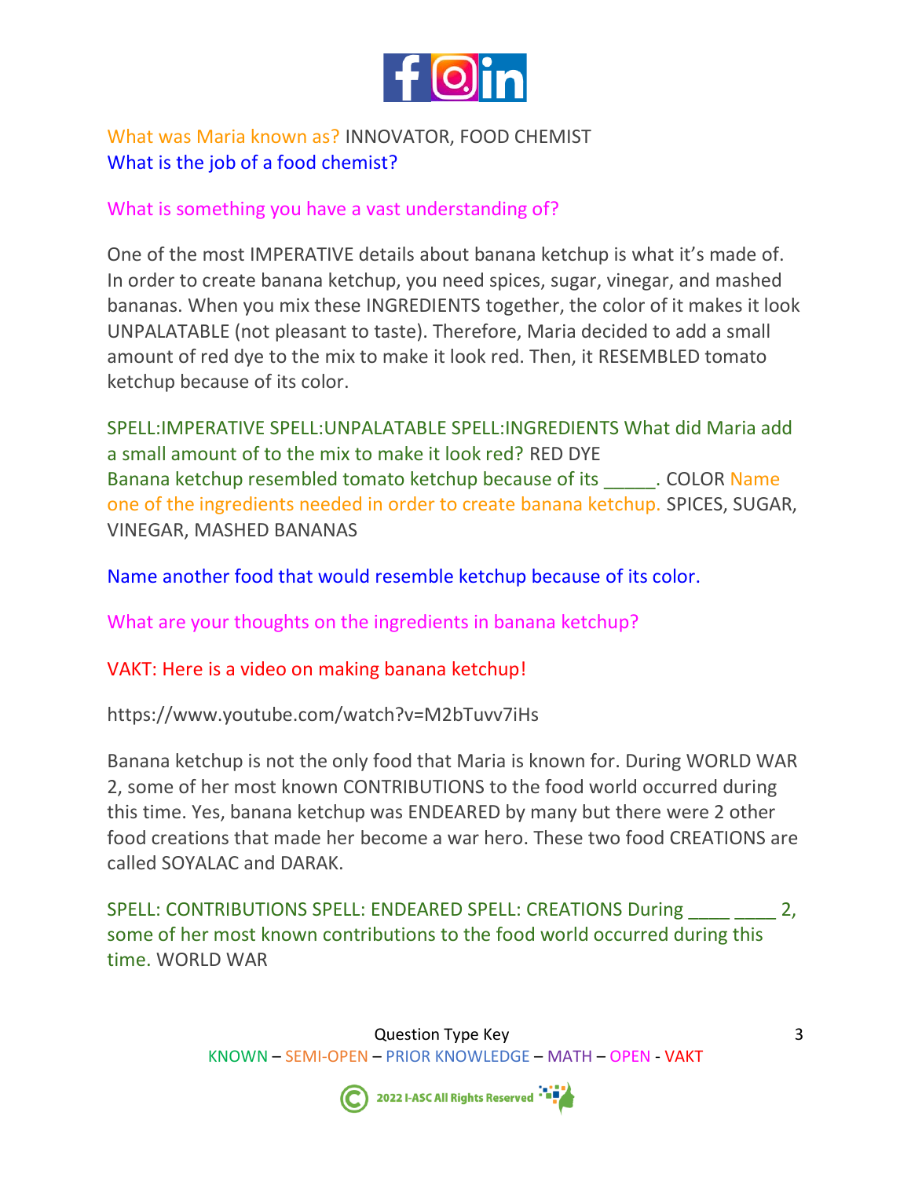What was Maria known as? INNOVATOR, FOOD CHEMIST
What is the job of a food chemist?

What is something you have a vast understanding of?

One of the most IMPERATIVE details about banana ketchup is what it's made of. In order to create banana ketchup, you need spices, sugar, vinegar, and mashed bananas. When you mix these INGREDIENTS together, the color of it makes it look UNPALATABLE (not pleasant to taste). Therefore, Maria decided to add a small amount of red dye to the mix to make it look red. Then, it RESEMBLED tomato ketchup because of its color.

SPELL:IMPERATIVE SPELL:UNPALATABLE SPELL:INGREDIENTS What did Maria add a small amount of to the mix to make it look red? RED DYE
Banana ketchup resembled tomato ketchup because of its _____. COLOR Name one of the ingredients needed in order to create banana ketchup. SPICES, SUGAR, VINEGAR, MASHED BANANAS

Name another food that would resemble ketchup because of its color.

What are your thoughts on the ingredients in banana ketchup?

VAKT: Here is a video on making banana ketchup!

https://www.youtube.com/watch?v=M2bTuvv7iHs

Banana ketchup is not the only food that Maria is known for. During WORLD WAR 2, some of her most known CONTRIBUTIONS to the food world occurred during this time. Yes, banana ketchup was ENDEARED by many but there were 2 other food creations that made her become a war hero. These two food CREATIONS are called SOYALAC and DARAK.

SPELL: CONTRIBUTIONS SPELL: ENDEARED SPELL: CREATIONS During ____ ____ 2, some of her most known contributions to the food world occurred during this time. WORLD WAR

Question Type Key
KNOWN – SEMI-OPEN – PRIOR KNOWLEDGE – MATH – OPEN - VAKT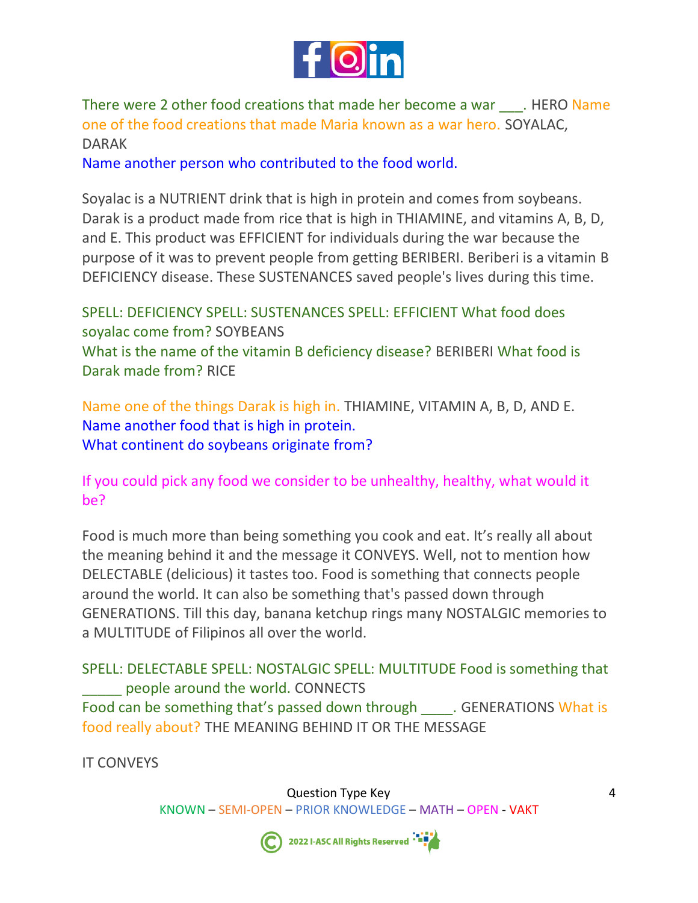There were 2 other food creations that made her become a war ___. HERO Name one of the food creations that made Maria known as a war hero. SOYALAC, DARAK

Name another person who contributed to the food world.

Soyalac is a NUTRIENT drink that is high in protein and comes from soybeans. Darak is a product made from rice that is high in THIAMINE, and vitamins A, B, D, and E. This product was EFFICIENT for individuals during the war because the purpose of it was to prevent people from getting BERIBERI. Beriberi is a vitamin B DEFICIENCY disease. These SUSTENANCES saved people's lives during this time.

SPELL: DEFICIENCY SPELL: SUSTENANCES SPELL: EFFICIENT What food does soyalac come from? SOYBEANS

What is the name of the vitamin B deficiency disease? BERIBERI What food is Darak made from? RICE

Name one of the things Darak is high in. THIAMINE, VITAMIN A, B, D, AND E.

Name another food that is high in protein.

What continent do soybeans originate from?

If you could pick any food we consider to be unhealthy, healthy, what would it be?

Food is much more than being something you cook and eat. It's really all about the meaning behind it and the message it CONVEYS. Well, not to mention how DELECTABLE (delicious) it tastes too. Food is something that connects people around the world. It can also be something that's passed down through GENERATIONS. Till this day, banana ketchup rings many NOSTALGIC memories to a MULTITUDE of Filipinos all over the world.

SPELL: DELECTABLE SPELL: NOSTALGIC SPELL: MULTITUDE Food is something that _____ people around the world. CONNECTS

Food can be something that's passed down through ____. GENERATIONS What is food really about? THE MEANING BEHIND IT OR THE MESSAGE

IT CONVEYS

Question Type Key

KNOWN – SEMI-OPEN – PRIOR KNOWLEDGE – MATH – OPEN - VAKT

2022 I-ASC All Rights Reserved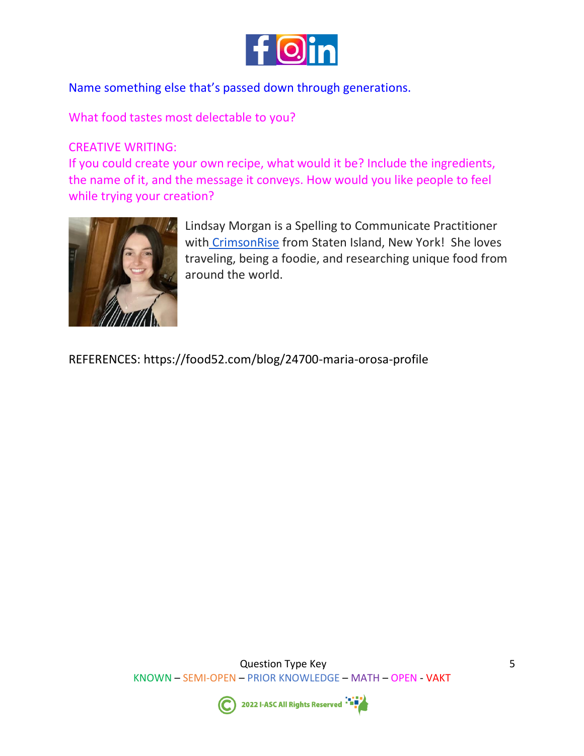Name something else that's passed down through generations.

What food tastes most delectable to you?

CREATIVE WRITING:
If you could create your own recipe, what would it be? Include the ingredients, the name of it, and the message it conveys. How would you like people to feel while trying your creation?

Lindsay Morgan is a Spelling to Communicate Practitioner with CrimsonRise from Staten Island, New York! She loves traveling, being a foodie, and researching unique food from around the world.

REFERENCES: https://food52.com/blog/24700-maria-orosa-profile

Question Type Key
KNOWN – SEMI-OPEN – PRIOR KNOWLEDGE – MATH – OPEN - VAKT

2022 I-ASC All Rights Reserved